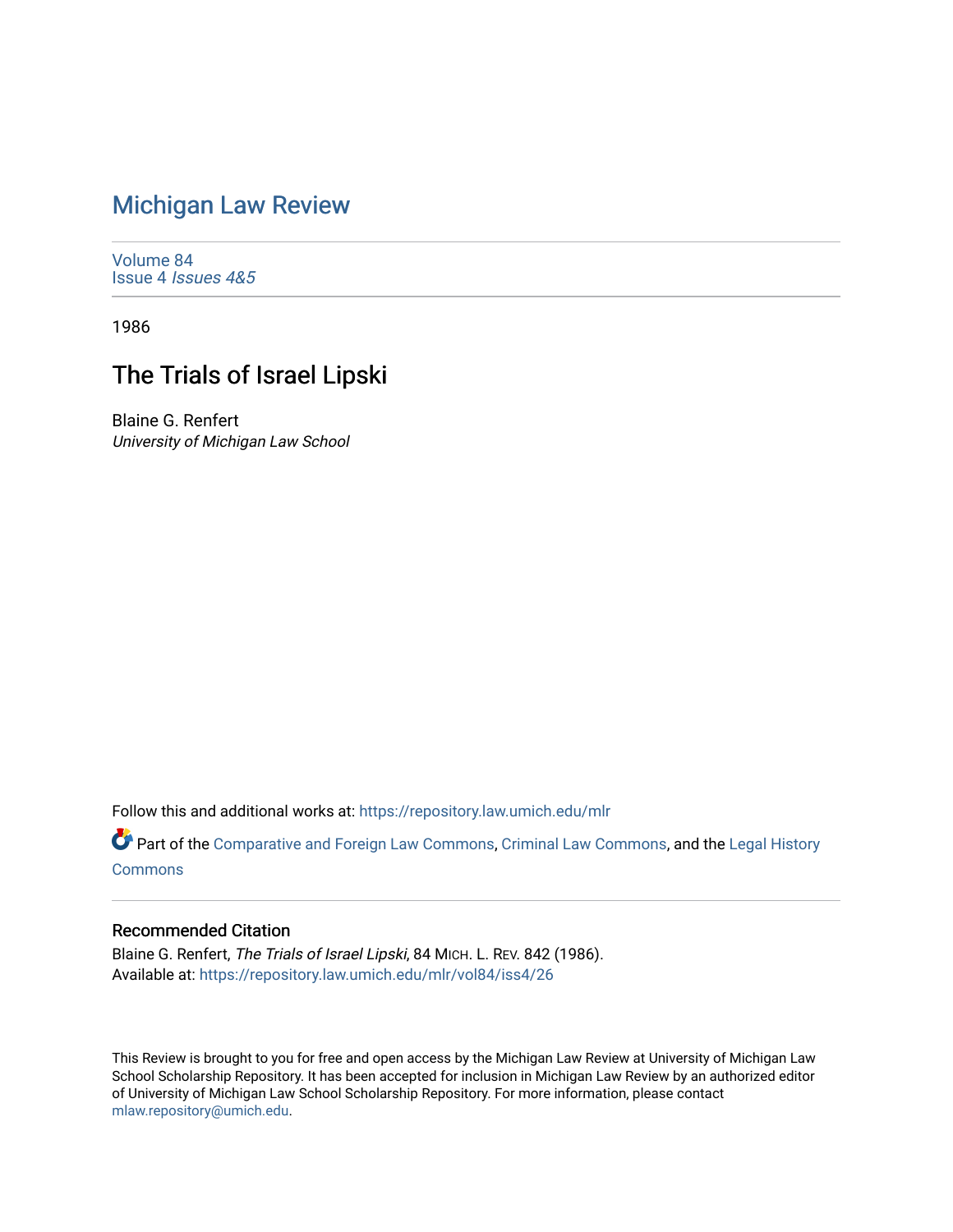# Michigan Law Review

Volume 84
Issue 4 *Issues 4&5*

1986

## The Trials of Israel Lipski

Blaine G. Renfert
*University of Michigan Law School*

Follow this and additional works at: https://repository.law.umich.edu/mlr

Part of the Comparative and Foreign Law Commons, Criminal Law Commons, and the Legal History Commons

### Recommended Citation

Blaine G. Renfert, *The Trials of Israel Lipski*, 84 MICH. L. REV. 842 (1986).
Available at: https://repository.law.umich.edu/mlr/vol84/iss4/26

This Review is brought to you for free and open access by the Michigan Law Review at University of Michigan Law School Scholarship Repository. It has been accepted for inclusion in Michigan Law Review by an authorized editor of University of Michigan Law School Scholarship Repository. For more information, please contact mlaw.repository@umich.edu.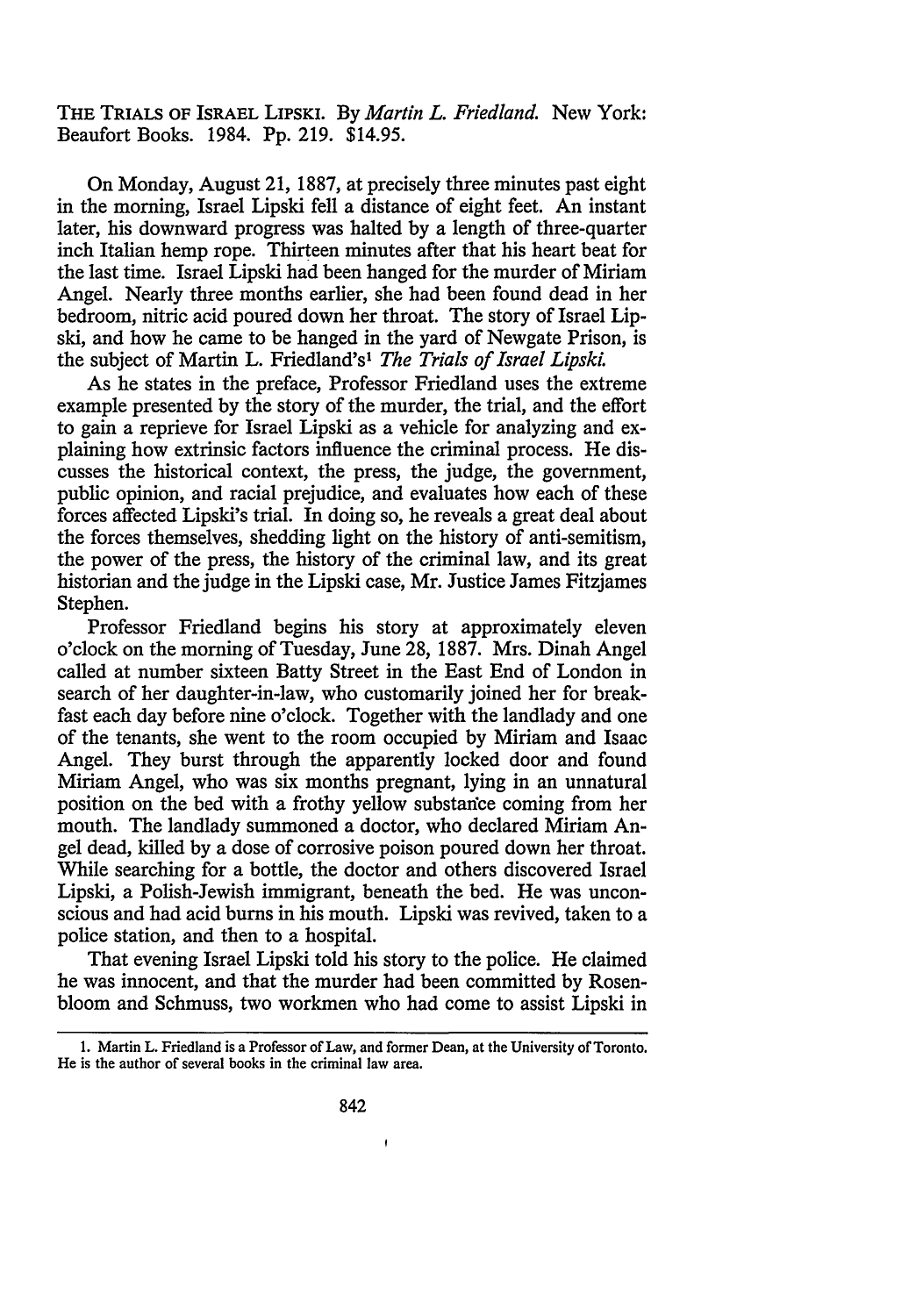THE TRIALS OF ISRAEL LIPSKI. By *Martin L. Friedland.* New York: Beaufort Books. 1984. Pp. 219. $14.95.

On Monday, August 21, 1887, at precisely three minutes past eight in the morning, Israel Lipski fell a distance of eight feet. An instant later, his downward progress was halted by a length of three-quarter inch Italian hemp rope. Thirteen minutes after that his heart beat for the last time. Israel Lipski had been hanged for the murder of Miriam Angel. Nearly three months earlier, she had been found dead in her bedroom, nitric acid poured down her throat. The story of Israel Lipski, and how he came to be hanged in the yard of Newgate Prison, is the subject of Martin L. Friedland's[1] *The Trials of Israel Lipski.*

As he states in the preface, Professor Friedland uses the extreme example presented by the story of the murder, the trial, and the effort to gain a reprieve for Israel Lipski as a vehicle for analyzing and explaining how extrinsic factors influence the criminal process. He discusses the historical context, the press, the judge, the government, public opinion, and racial prejudice, and evaluates how each of these forces affected Lipski's trial. In doing so, he reveals a great deal about the forces themselves, shedding light on the history of anti-semitism, the power of the press, the history of the criminal law, and its great historian and the judge in the Lipski case, Mr. Justice James Fitzjames Stephen.

Professor Friedland begins his story at approximately eleven o'clock on the morning of Tuesday, June 28, 1887. Mrs. Dinah Angel called at number sixteen Batty Street in the East End of London in search of her daughter-in-law, who customarily joined her for breakfast each day before nine o'clock. Together with the landlady and one of the tenants, she went to the room occupied by Miriam and Isaac Angel. They burst through the apparently locked door and found Miriam Angel, who was six months pregnant, lying in an unnatural position on the bed with a frothy yellow substance coming from her mouth. The landlady summoned a doctor, who declared Miriam Angel dead, killed by a dose of corrosive poison poured down her throat. While searching for a bottle, the doctor and others discovered Israel Lipski, a Polish-Jewish immigrant, beneath the bed. He was unconscious and had acid burns in his mouth. Lipski was revived, taken to a police station, and then to a hospital.

That evening Israel Lipski told his story to the police. He claimed he was innocent, and that the murder had been committed by Rosenbloom and Schmuss, two workmen who had come to assist Lipski in

1. Martin L. Friedland is a Professor of Law, and former Dean, at the University of Toronto. He is the author of several books in the criminal law area.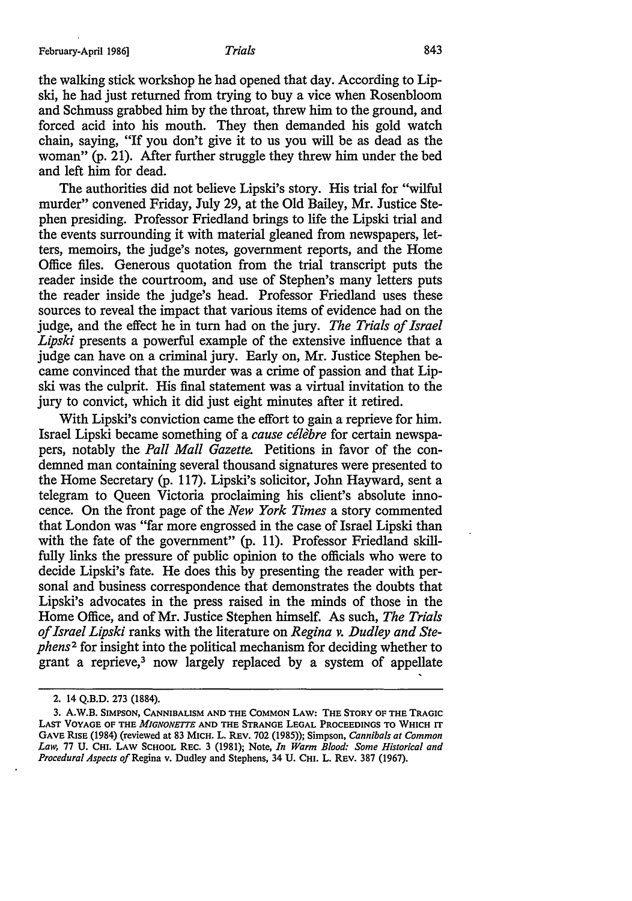the walking stick workshop he had opened that day. According to Lipski, he had just returned from trying to buy a vice when Rosenbloom and Schmuss grabbed him by the throat, threw him to the ground, and forced acid into his mouth. They then demanded his gold watch chain, saying, "If you don't give it to us you will be as dead as the woman" (p. 21). After further struggle they threw him under the bed and left him for dead.

The authorities did not believe Lipski's story. His trial for "wilful murder" convened Friday, July 29, at the Old Bailey, Mr. Justice Stephen presiding. Professor Friedland brings to life the Lipski trial and the events surrounding it with material gleaned from newspapers, letters, memoirs, the judge's notes, government reports, and the Home Office files. Generous quotation from the trial transcript puts the reader inside the courtroom, and use of Stephen's many letters puts the reader inside the judge's head. Professor Friedland uses these sources to reveal the impact that various items of evidence had on the judge, and the effect he in turn had on the jury. *The Trials of Israel Lipski* presents a powerful example of the extensive influence that a judge can have on a criminal jury. Early on, Mr. Justice Stephen became convinced that the murder was a crime of passion and that Lipski was the culprit. His final statement was a virtual invitation to the jury to convict, which it did just eight minutes after it retired.

With Lipski's conviction came the effort to gain a reprieve for him. Israel Lipski became something of a *cause célèbre* for certain newspapers, notably the *Pall Mall Gazette.* Petitions in favor of the condemned man containing several thousand signatures were presented to the Home Secretary (p. 117). Lipski's solicitor, John Hayward, sent a telegram to Queen Victoria proclaiming his client's absolute innocence. On the front page of the *New York Times* a story commented that London was "far more engrossed in the case of Israel Lipski than with the fate of the government" (p. 11). Professor Friedland skillfully links the pressure of public opinion to the officials who were to decide Lipski's fate. He does this by presenting the reader with personal and business correspondence that demonstrates the doubts that Lipski's advocates in the press raised in the minds of those in the Home Office, and of Mr. Justice Stephen himself. As such, *The Trials of Israel Lipski* ranks with the literature on *Regina v. Dudley and Stephens*[2] for insight into the political mechanism for deciding whether to grant a reprieve,[3] now largely replaced by a system of appellate

---

2. 14 Q.B.D. 273 (1884).

3. A.W.B. SIMPSON, CANNIBALISM AND THE COMMON LAW: THE STORY OF THE TRAGIC LAST VOYAGE OF THE *MIGNONETTE* AND THE STRANGE LEGAL PROCEEDINGS TO WHICH IT GAVE RISE (1984) (reviewed at 83 MICH. L. REV. 702 (1985)); Simpson, *Cannibals at Common Law,* 77 U. CHI. LAW SCHOOL REC. 3 (1981); Note, *In Warm Blood: Some Historical and Procedural Aspects of* Regina v. Dudley and Stephens, 34 U. CHI. L. REV. 387 (1967).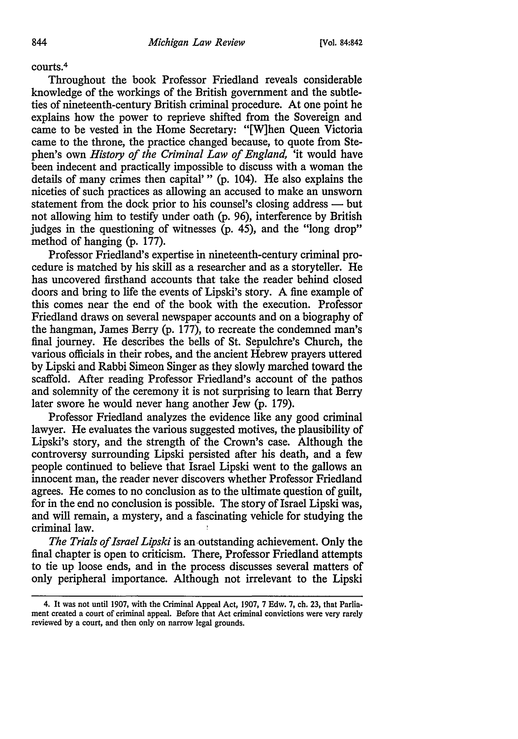courts.[4]

Throughout the book Professor Friedland reveals considerable knowledge of the workings of the British government and the subtleties of nineteenth-century British criminal procedure. At one point he explains how the power to reprieve shifted from the Sovereign and came to be vested in the Home Secretary: "[W]hen Queen Victoria came to the throne, the practice changed because, to quote from Stephen's own *History of the Criminal Law of England,* 'it would have been indecent and practically impossible to discuss with a woman the details of many crimes then capital' " (p. 104). He also explains the niceties of such practices as allowing an accused to make an unsworn statement from the dock prior to his counsel's closing address — but not allowing him to testify under oath (p. 96), interference by British judges in the questioning of witnesses (p. 45), and the "long drop" method of hanging (p. 177).

Professor Friedland's expertise in nineteenth-century criminal procedure is matched by his skill as a researcher and as a storyteller. He has uncovered firsthand accounts that take the reader behind closed doors and bring to life the events of Lipski's story. A fine example of this comes near the end of the book with the execution. Professor Friedland draws on several newspaper accounts and on a biography of the hangman, James Berry (p. 177), to recreate the condemned man's final journey. He describes the bells of St. Sepulchre's Church, the various officials in their robes, and the ancient Hebrew prayers uttered by Lipski and Rabbi Simeon Singer as they slowly marched toward the scaffold. After reading Professor Friedland's account of the pathos and solemnity of the ceremony it is not surprising to learn that Berry later swore he would never hang another Jew (p. 179).

Professor Friedland analyzes the evidence like any good criminal lawyer. He evaluates the various suggested motives, the plausibility of Lipski's story, and the strength of the Crown's case. Although the controversy surrounding Lipski persisted after his death, and a few people continued to believe that Israel Lipski went to the gallows an innocent man, the reader never discovers whether Professor Friedland agrees. He comes to no conclusion as to the ultimate question of guilt, for in the end no conclusion is possible. The story of Israel Lipski was, and will remain, a mystery, and a fascinating vehicle for studying the criminal law.

*The Trials of Israel Lipski* is an outstanding achievement. Only the final chapter is open to criticism. There, Professor Friedland attempts to tie up loose ends, and in the process discusses several matters of only peripheral importance. Although not irrelevant to the Lipski

---

4. It was not until 1907, with the Criminal Appeal Act, 1907, 7 Edw. 7, ch. 23, that Parliament created a court of criminal appeal. Before that Act criminal convictions were very rarely reviewed by a court, and then only on narrow legal grounds.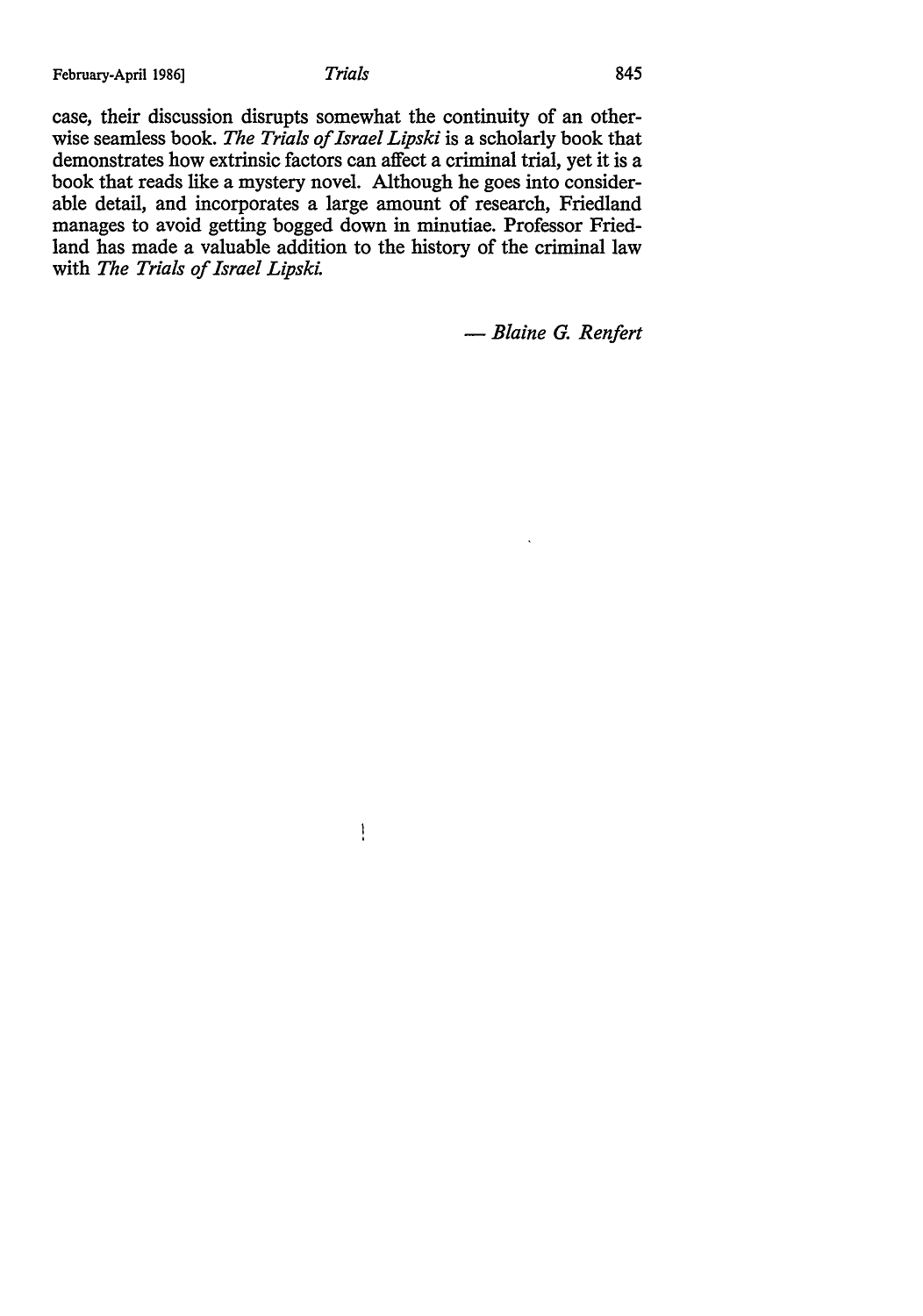case, their discussion disrupts somewhat the continuity of an otherwise seamless book. *The Trials of Israel Lipski* is a scholarly book that demonstrates how extrinsic factors can affect a criminal trial, yet it is a book that reads like a mystery novel. Although he goes into considerable detail, and incorporates a large amount of research, Friedland manages to avoid getting bogged down in minutiae. Professor Friedland has made a valuable addition to the history of the criminal law with *The Trials of Israel Lipski.*

— *Blaine G. Renfert*